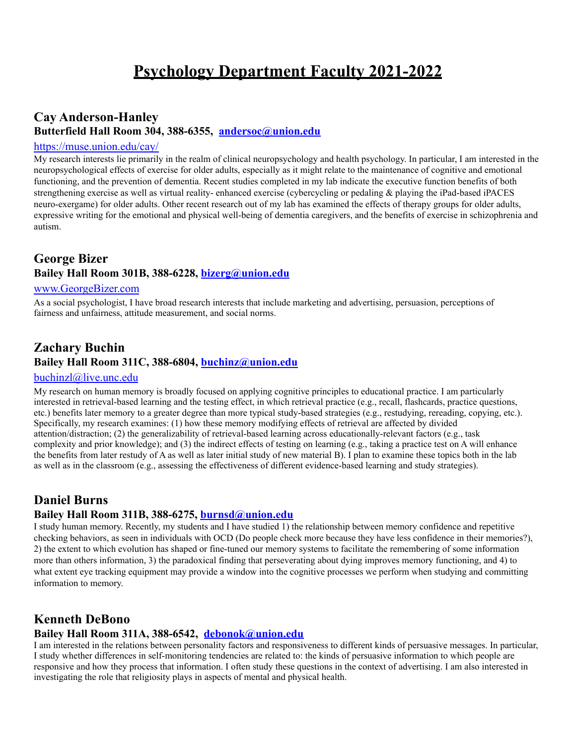# Psychology Department Faculty 2021-2022

## Cay Anderson-Hanley

**Butterfield Hall Room 304, 388-6355, [andersoc@union.edu](mailto:andersoc@union.edu)**

[https://muse.union.edu/cay/](https://muse.union.edu/cay/)

My research interests lie primarily in the realm of clinical neuropsychology and health psychology. In particular, I am interested in the neuropsychological effects of exercise for older adults, especially as it might relate to the maintenance of cognitive and emotional functioning, and the prevention of dementia. Recent studies completed in my lab indicate the executive function benefits of both strengthening exercise as well as virtual reality- enhanced exercise (cybercycling or pedaling & playing the iPad-based iPACES neuro-exergame) for older adults. Other recent research out of my lab has examined the effects of therapy groups for older adults, expressive writing for the emotional and physical well-being of dementia caregivers, and the benefits of exercise in schizophrenia and autism.

## George Bizer

**Bailey Hall Room 301B, 388-6228, [bizerg@union.edu](mailto:bizerg@union.edu)**

[www.GeorgeBizer.com](http://www.GeorgeBizer.com)

As a social psychologist, I have broad research interests that include marketing and advertising, persuasion, perceptions of fairness and unfairness, attitude measurement, and social norms.

## Zachary Buchin

**Bailey Hall Room 311C, 388-6804, [buchinz@union.edu](mailto:buchinz@union.edu)**

[buchinzl@live.unc.edu](mailto:buchinzl@live.unc.edu)

My research on human memory is broadly focused on applying cognitive principles to educational practice. I am particularly interested in retrieval-based learning and the testing effect, in which retrieval practice (e.g., recall, flashcards, practice questions, etc.) benefits later memory to a greater degree than more typical study-based strategies (e.g., restudying, rereading, copying, etc.). Specifically, my research examines: (1) how these memory modifying effects of retrieval are affected by divided attention/distraction; (2) the generalizability of retrieval-based learning across educationally-relevant factors (e.g., task complexity and prior knowledge); and (3) the indirect effects of testing on learning (e.g., taking a practice test on A will enhance the benefits from later restudy of A as well as later initial study of new material B). I plan to examine these topics both in the lab as well as in the classroom (e.g., assessing the effectiveness of different evidence-based learning and study strategies).

## Daniel Burns

**Bailey Hall Room 311B, 388-6275, [burnsd@union.edu](mailto:burnsd@union.edu)**

I study human memory. Recently, my students and I have studied 1) the relationship between memory confidence and repetitive checking behaviors, as seen in individuals with OCD (Do people check more because they have less confidence in their memories?), 2) the extent to which evolution has shaped or fine-tuned our memory systems to facilitate the remembering of some information more than others information, 3) the paradoxical finding that perseverating about dying improves memory functioning, and 4) to what extent eye tracking equipment may provide a window into the cognitive processes we perform when studying and committing information to memory.

## Kenneth DeBono

**Bailey Hall Room 311A, 388-6542, [debonok@union.edu](mailto:debonok@union.edu)**

I am interested in the relations between personality factors and responsiveness to different kinds of persuasive messages. In particular, I study whether differences in self-monitoring tendencies are related to: the kinds of persuasive information to which people are responsive and how they process that information. I often study these questions in the context of advertising. I am also interested in investigating the role that religiosity plays in aspects of mental and physical health.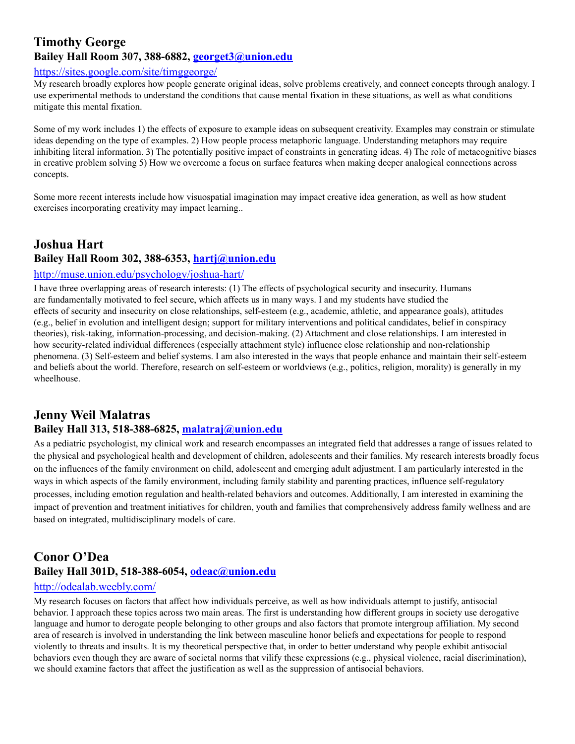## Timothy George

**Bailey Hall Room 307, 388-6882, [georget3@union.edu](mailto:georget3@union.edu)**

[https://sites.google.com/site/timggeorge/](https://sites.google.com/site/timggeorge/)

My research broadly explores how people generate original ideas, solve problems creatively, and connect concepts through analogy. I use experimental methods to understand the conditions that cause mental fixation in these situations, as well as what conditions mitigate this mental fixation.

Some of my work includes 1) the effects of exposure to example ideas on subsequent creativity. Examples may constrain or stimulate ideas depending on the type of examples. 2) How people process metaphoric language. Understanding metaphors may require inhibiting literal information. 3) The potentially positive impact of constraints in generating ideas. 4) The role of metacognitive biases in creative problem solving 5) How we overcome a focus on surface features when making deeper analogical connections across concepts.

Some more recent interests include how visuospatial imagination may impact creative idea generation, as well as how student exercises incorporating creativity may impact learning..

## Joshua Hart

**Bailey Hall Room 302, 388-6353, [hartj@union.edu](mailto:hartj@union.edu)**

[http://muse.union.edu/psychology/joshua-hart/](http://muse.union.edu/psychology/joshua-hart/)

I have three overlapping areas of research interests: (1) The effects of psychological security and insecurity. Humans are fundamentally motivated to feel secure, which affects us in many ways. I and my students have studied the effects of security and insecurity on close relationships, self-esteem (e.g., academic, athletic, and appearance goals), attitudes (e.g., belief in evolution and intelligent design; support for military interventions and political candidates, belief in conspiracy theories), risk-taking, information-processing, and decision-making. (2) Attachment and close relationships. I am interested in how security-related individual differences (especially attachment style) influence close relationship and non-relationship phenomena. (3) Self-esteem and belief systems. I am also interested in the ways that people enhance and maintain their self-esteem and beliefs about the world. Therefore, research on self-esteem or worldviews (e.g., politics, religion, morality) is generally in my wheelhouse.

## Jenny Weil Malatras

**Bailey Hall 313, 518-388-6825, [malatraj@union.edu](mailto:malatraj@union.edu)**

As a pediatric psychologist, my clinical work and research encompasses an integrated field that addresses a range of issues related to the physical and psychological health and development of children, adolescents and their families. My research interests broadly focus on the influences of the family environment on child, adolescent and emerging adult adjustment. I am particularly interested in the ways in which aspects of the family environment, including family stability and parenting practices, influence self-regulatory processes, including emotion regulation and health-related behaviors and outcomes. Additionally, I am interested in examining the impact of prevention and treatment initiatives for children, youth and families that comprehensively address family wellness and are based on integrated, multidisciplinary models of care.

## Conor O'Dea

**Bailey Hall 301D, 518-388-6054, [odeac@union.edu](mailto:odeac@union.edu)**

[http://odealab.weebly.com/](http://odealab.weebly.com/)

My research focuses on factors that affect how individuals perceive, as well as how individuals attempt to justify, antisocial behavior. I approach these topics across two main areas. The first is understanding how different groups in society use derogative language and humor to derogate people belonging to other groups and also factors that promote intergroup affiliation. My second area of research is involved in understanding the link between masculine honor beliefs and expectations for people to respond violently to threats and insults. It is my theoretical perspective that, in order to better understand why people exhibit antisocial behaviors even though they are aware of societal norms that vilify these expressions (e.g., physical violence, racial discrimination), we should examine factors that affect the justification as well as the suppression of antisocial behaviors.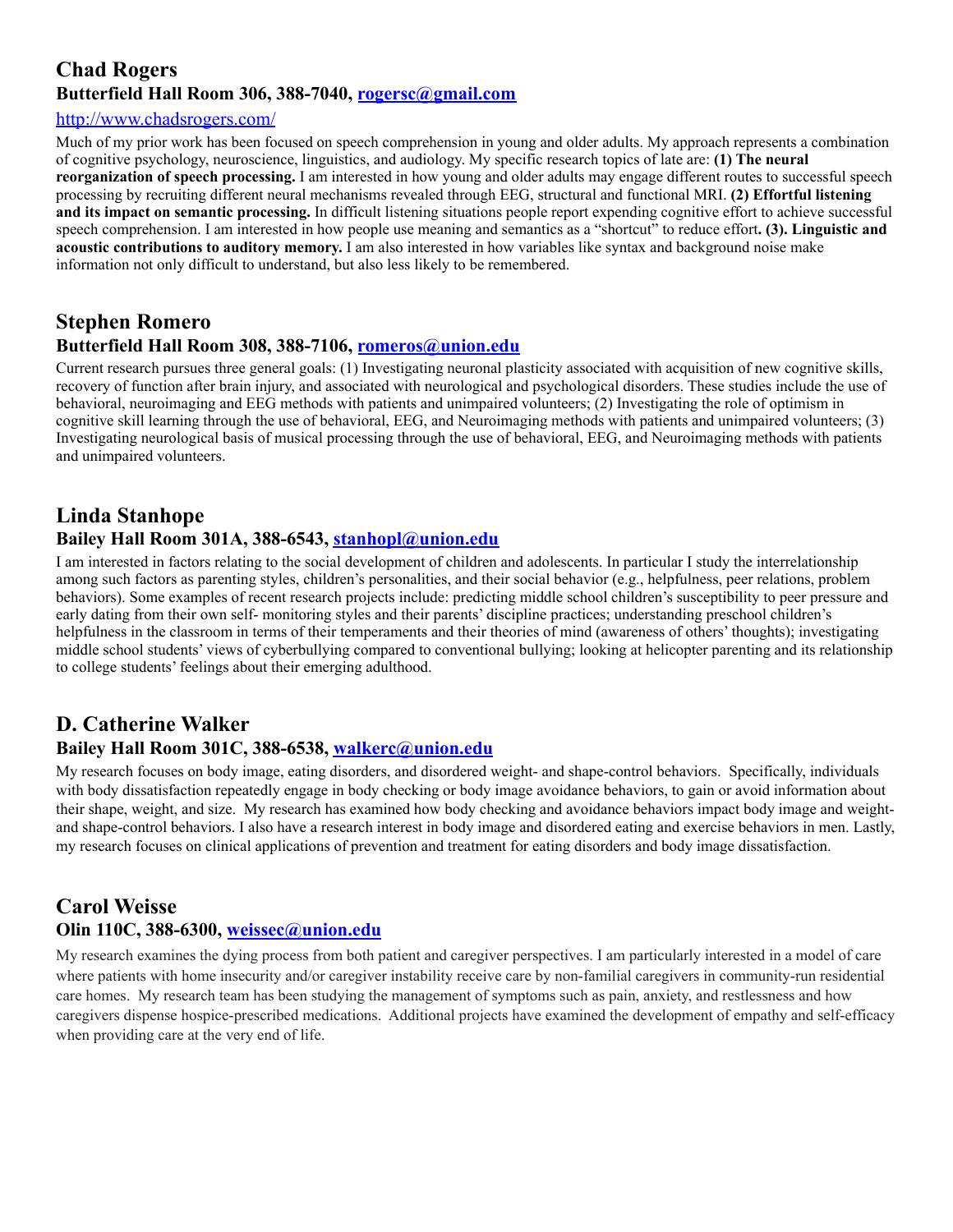## Chad Rogers

**Butterfield Hall Room 306, 388-7040, [rogersc@gmail.com](mailto:rogersc@gmail.com)**

[http://www.chadsrogers.com/](http://www.chadsrogers.com/)

Much of my prior work has been focused on speech comprehension in young and older adults. My approach represents a combination of cognitive psychology, neuroscience, linguistics, and audiology. My specific research topics of late are: **(1) The neural reorganization of speech processing.** I am interested in how young and older adults may engage different routes to successful speech processing by recruiting different neural mechanisms revealed through EEG, structural and functional MRI. **(2) Effortful listening and its impact on semantic processing.** In difficult listening situations people report expending cognitive effort to achieve successful speech comprehension. I am interested in how people use meaning and semantics as a "shortcut" to reduce effort**. (3). Linguistic and acoustic contributions to auditory memory.** I am also interested in how variables like syntax and background noise make information not only difficult to understand, but also less likely to be remembered.

## Stephen Romero

**Butterfield Hall Room 308, 388-7106, [romeros@union.edu](mailto:romeros@union.edu)**

Current research pursues three general goals: (1) Investigating neuronal plasticity associated with acquisition of new cognitive skills, recovery of function after brain injury, and associated with neurological and psychological disorders. These studies include the use of behavioral, neuroimaging and EEG methods with patients and unimpaired volunteers; (2) Investigating the role of optimism in cognitive skill learning through the use of behavioral, EEG, and Neuroimaging methods with patients and unimpaired volunteers; (3) Investigating neurological basis of musical processing through the use of behavioral, EEG, and Neuroimaging methods with patients and unimpaired volunteers.

## Linda Stanhope

**Bailey Hall Room 301A, 388-6543, [stanhopl@union.edu](mailto:stanhopl@union.edu)**

I am interested in factors relating to the social development of children and adolescents. In particular I study the interrelationship among such factors as parenting styles, children's personalities, and their social behavior (e.g., helpfulness, peer relations, problem behaviors). Some examples of recent research projects include: predicting middle school children's susceptibility to peer pressure and early dating from their own self- monitoring styles and their parents' discipline practices; understanding preschool children's helpfulness in the classroom in terms of their temperaments and their theories of mind (awareness of others' thoughts); investigating middle school students' views of cyberbullying compared to conventional bullying; looking at helicopter parenting and its relationship to college students' feelings about their emerging adulthood.

## D. Catherine Walker

**Bailey Hall Room 301C, 388-6538, [walkerc@union.edu](mailto:walkerc@union.edu)**

My research focuses on body image, eating disorders, and disordered weight- and shape-control behaviors. Specifically, individuals with body dissatisfaction repeatedly engage in body checking or body image avoidance behaviors, to gain or avoid information about their shape, weight, and size. My research has examined how body checking and avoidance behaviors impact body image and weight- and shape-control behaviors. I also have a research interest in body image and disordered eating and exercise behaviors in men. Lastly, my research focuses on clinical applications of prevention and treatment for eating disorders and body image dissatisfaction.

## Carol Weisse

**Olin 110C, 388-6300, [weissec@union.edu](mailto:weissec@union.edu)**

My research examines the dying process from both patient and caregiver perspectives. I am particularly interested in a model of care where patients with home insecurity and/or caregiver instability receive care by non-familial caregivers in community-run residential care homes. My research team has been studying the management of symptoms such as pain, anxiety, and restlessness and how caregivers dispense hospice-prescribed medications. Additional projects have examined the development of empathy and self-efficacy when providing care at the very end of life.